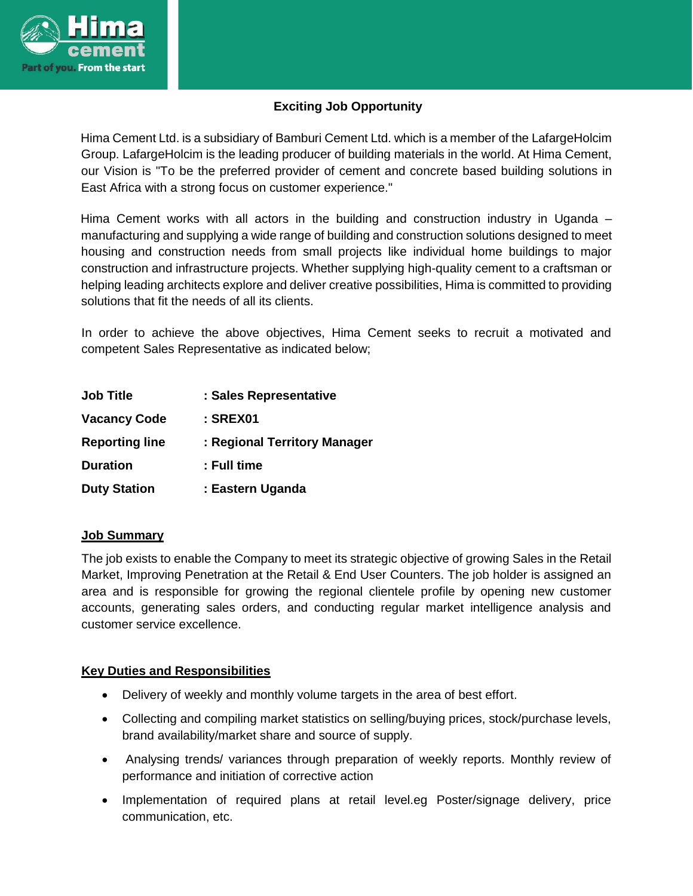Hima cement

Part of you. From the start

**Exciting Job Opportunity**

Hima Cement Ltd. is a subsidiary of Bamburi Cement Ltd. which is a member of the LafargeHolcim Group. LafargeHolcim is the leading producer of building materials in the world. At Hima Cement, our Vision is "To be the preferred provider of cement and concrete based building solutions in East Africa with a strong focus on customer experience."

Hima Cement works with all actors in the building and construction industry in Uganda – manufacturing and supplying a wide range of building and construction solutions designed to meet housing and construction needs from small projects like individual home buildings to major construction and infrastructure projects. Whether supplying high-quality cement to a craftsman or helping leading architects explore and deliver creative possibilities, Hima is committed to providing solutions that fit the needs of all its clients.

In order to achieve the above objectives, Hima Cement seeks to recruit a motivated and competent Sales Representative as indicated below;

| | |
|---|---|
| **Job Title** | **: Sales Representative** |
| **Vacancy Code** | **: SREX01** |
| **Reporting line** | **: Regional Territory Manager** |
| **Duration** | **: Full time** |
| **Duty Station** | **: Eastern Uganda** |

**Job Summary**

The job exists to enable the Company to meet its strategic objective of growing Sales in the Retail Market, Improving Penetration at the Retail & End User Counters. The job holder is assigned an area and is responsible for growing the regional clientele profile by opening new customer accounts, generating sales orders, and conducting regular market intelligence analysis and customer service excellence.

**Key Duties and Responsibilities**

- Delivery of weekly and monthly volume targets in the area of best effort.
- Collecting and compiling market statistics on selling/buying prices, stock/purchase levels, brand availability/market share and source of supply.
- Analysing trends/ variances through preparation of weekly reports. Monthly review of performance and initiation of corrective action
- Implementation of required plans at retail level.eg Poster/signage delivery, price communication, etc.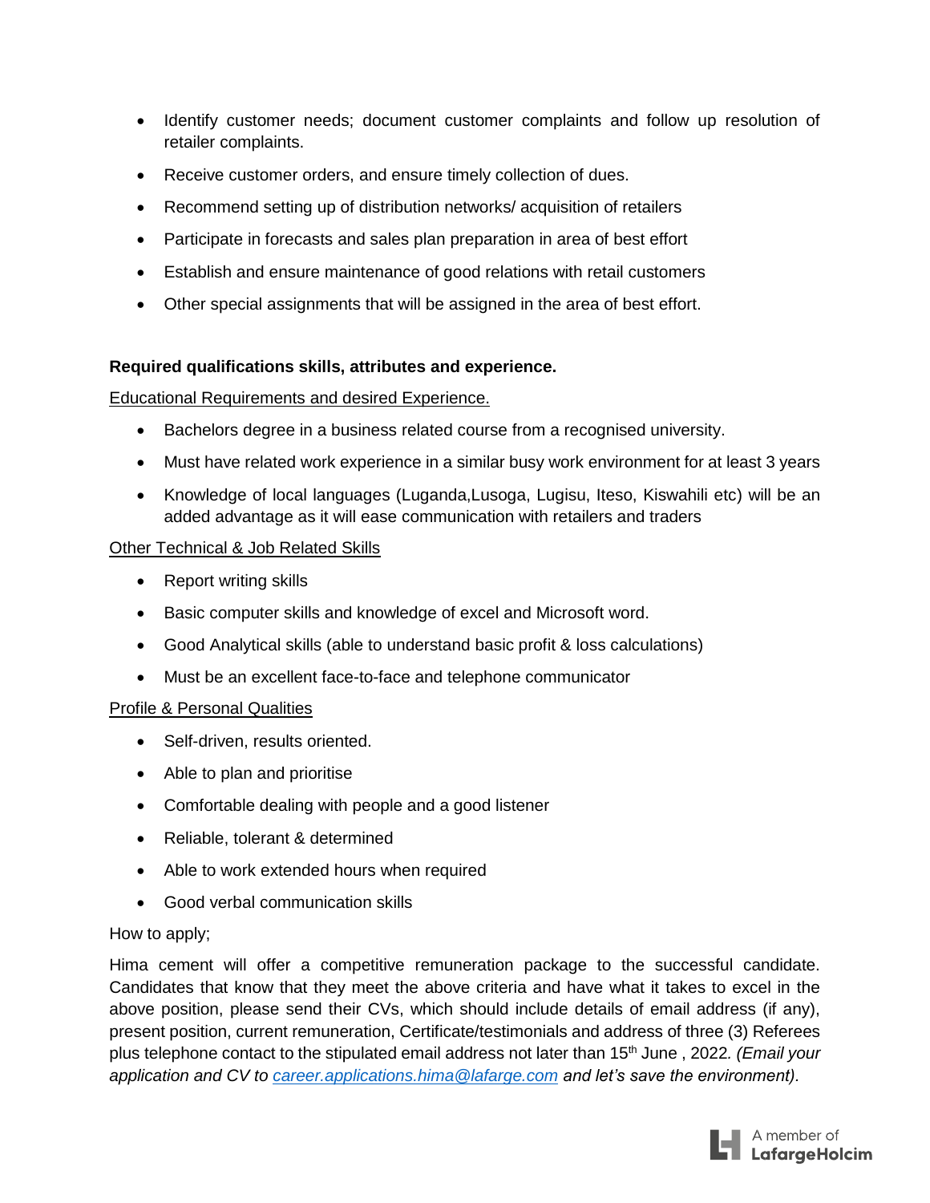- Identify customer needs; document customer complaints and follow up resolution of retailer complaints.
- Receive customer orders, and ensure timely collection of dues.
- Recommend setting up of distribution networks/ acquisition of retailers
- Participate in forecasts and sales plan preparation in area of best effort
- Establish and ensure maintenance of good relations with retail customers
- Other special assignments that will be assigned in the area of best effort.

**Required qualifications skills, attributes and experience.**

<u>Educational Requirements and desired Experience.</u>

- Bachelors degree in a business related course from a recognised university.
- Must have related work experience in a similar busy work environment for at least 3 years
- Knowledge of local languages (Luganda,Lusoga, Lugisu, Iteso, Kiswahili etc) will be an added advantage as it will ease communication with retailers and traders

<u>Other Technical & Job Related Skills</u>

- Report writing skills
- Basic computer skills and knowledge of excel and Microsoft word.
- Good Analytical skills (able to understand basic profit & loss calculations)
- Must be an excellent face-to-face and telephone communicator

<u>Profile & Personal Qualities</u>

- Self-driven, results oriented.
- Able to plan and prioritise
- Comfortable dealing with people and a good listener
- Reliable, tolerant & determined
- Able to work extended hours when required
- Good verbal communication skills

How to apply;

Hima cement will offer a competitive remuneration package to the successful candidate. Candidates that know that they meet the above criteria and have what it takes to excel in the above position, please send their CVs, which should include details of email address (if any), present position, current remuneration, Certificate/testimonials and address of three (3) Referees plus telephone contact to the stipulated email address not later than 15th June , 2022*. (Email your application and CV to [career.applications.hima@lafarge.com](mailto:career.applications.hima@lafarge.com) and let's save the environment).*

A member of LafargeHolcim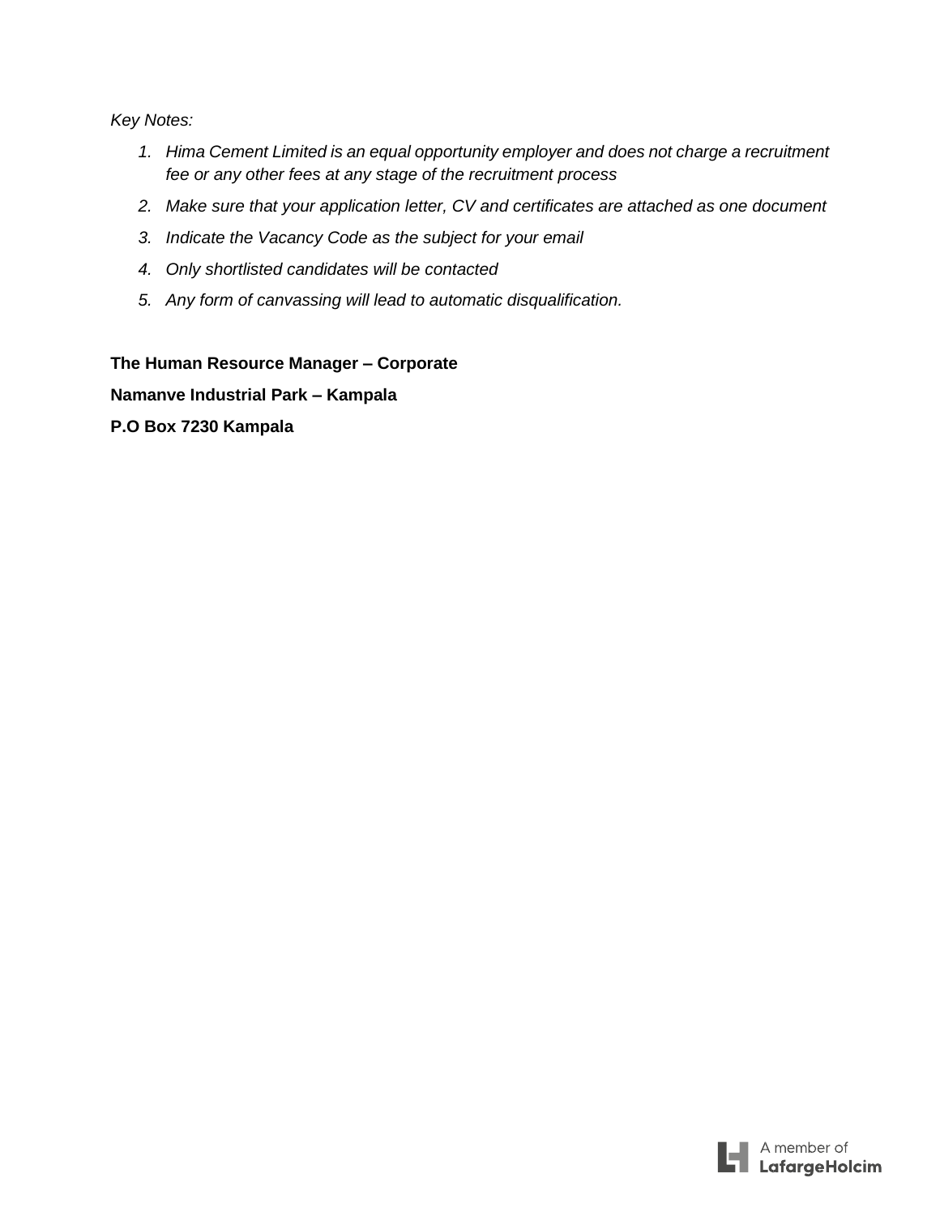*Key Notes:*

1. *Hima Cement Limited is an equal opportunity employer and does not charge a recruitment fee or any other fees at any stage of the recruitment process*
2. *Make sure that your application letter, CV and certificates are attached as one document*
3. *Indicate the Vacancy Code as the subject for your email*
4. *Only shortlisted candidates will be contacted*
5. *Any form of canvassing will lead to automatic disqualification.*

**The Human Resource Manager – Corporate**

**Namanve Industrial Park – Kampala**

**P.O Box 7230 Kampala**

A member of LafargeHolcim